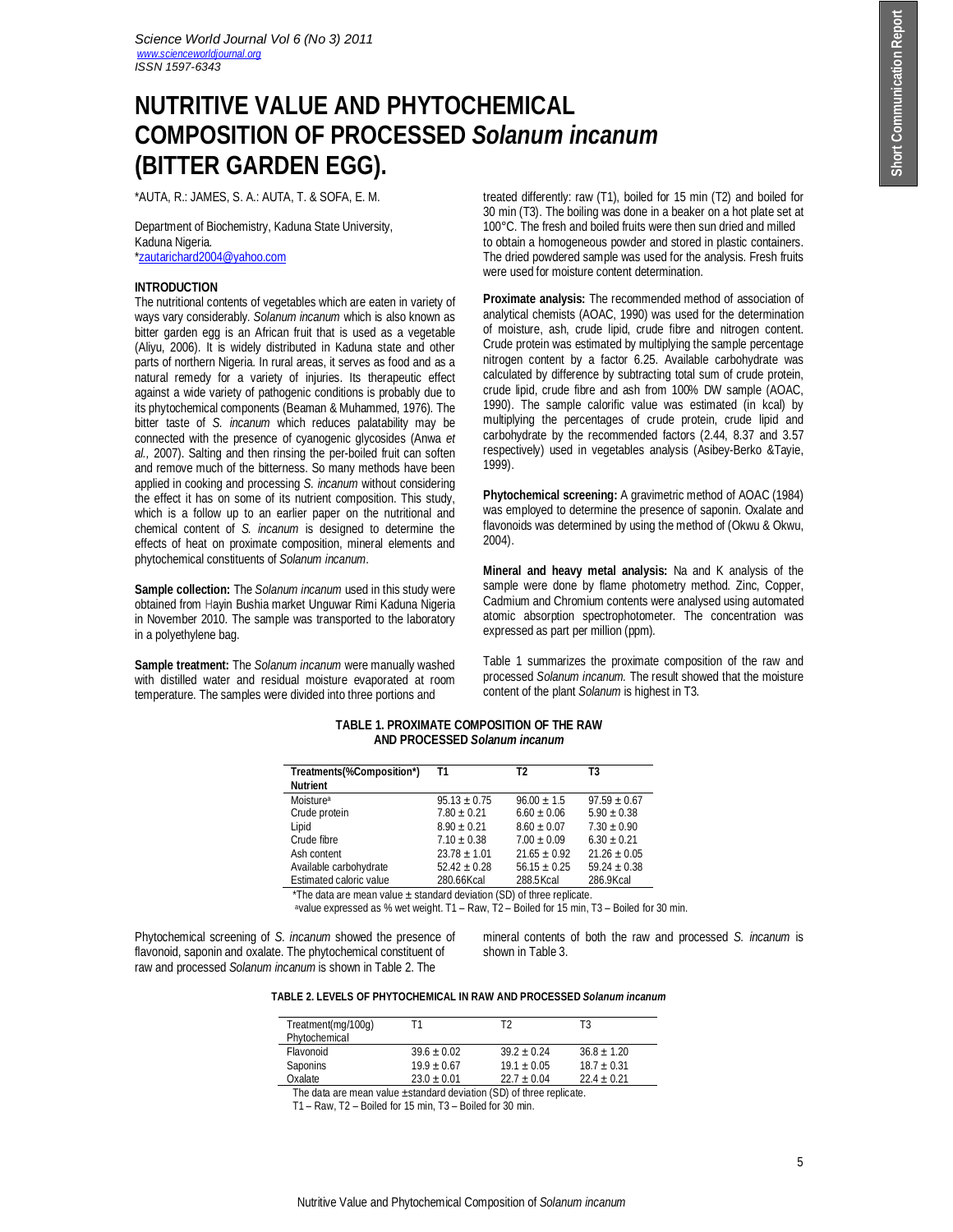# NUTRITIVE VALUE AND PHYTOCHEMICAL COMPOSITION OF PROCESSED *Solanum incanum* (BITTER GARDEN EGG).

*AUTA, R.: JAMES, S. A.: AUTA, T. & SOFA, E. M.

Department of Biochemistry, Kaduna State University, Kaduna Nigeria.
*zautarichard2004@yahoo.com

**INTRODUCTION**

The nutritional contents of vegetables which are eaten in variety of ways vary considerably. *Solanum incanum* which is also known as bitter garden egg is an African fruit that is used as a vegetable (Aliyu, 2006). It is widely distributed in Kaduna state and other parts of northern Nigeria. In rural areas, it serves as food and as a natural remedy for a variety of injuries. Its therapeutic effect against a wide variety of pathogenic conditions is probably due to its phytochemical components (Beaman & Muhammed, 1976). The bitter taste of *S. incanum* which reduces palatability may be connected with the presence of cyanogenic glycosides (Anwa *et al.,* 2007). Salting and then rinsing the per-boiled fruit can soften and remove much of the bitterness. So many methods have been applied in cooking and processing *S. incanum* without considering the effect it has on some of its nutrient composition. This study, which is a follow up to an earlier paper on the nutritional and chemical content of *S. incanum* is designed to determine the effects of heat on proximate composition, mineral elements and phytochemical constituents of *Solanum incanum*.

**Sample collection:** The *Solanum incanum* used in this study were obtained from Hayin Bushia market Unguwar Rimi Kaduna Nigeria in November 2010. The sample was transported to the laboratory in a polyethylene bag.

**Sample treatment:** The *Solanum incanum* were manually washed with distilled water and residual moisture evaporated at room temperature. The samples were divided into three portions and treated differently: raw (T1), boiled for 15 min (T2) and boiled for 30 min (T3). The boiling was done in a beaker on a hot plate set at 100°C. The fresh and boiled fruits were then sun dried and milled to obtain a homogeneous powder and stored in plastic containers. The dried powdered sample was used for the analysis. Fresh fruits were used for moisture content determination.

**Proximate analysis:** The recommended method of association of analytical chemists (AOAC, 1990) was used for the determination of moisture, ash, crude lipid, crude fibre and nitrogen content. Crude protein was estimated by multiplying the sample percentage nitrogen content by a factor 6.25. Available carbohydrate was calculated by difference by subtracting total sum of crude protein, crude lipid, crude fibre and ash from 100% DW sample (AOAC, 1990). The sample calorific value was estimated (in kcal) by multiplying the percentages of crude protein, crude lipid and carbohydrate by the recommended factors (2.44, 8.37 and 3.57 respectively) used in vegetables analysis (Asibey-Berko &Tayie, 1999).

**Phytochemical screening:** A gravimetric method of AOAC (1984) was employed to determine the presence of saponin. Oxalate and flavonoids was determined by using the method of (Okwu & Okwu, 2004).

**Mineral and heavy metal analysis:** Na and K analysis of the sample were done by flame photometry method. Zinc, Copper, Cadmium and Chromium contents were analysed using automated atomic absorption spectrophotometer. The concentration was expressed as part per million (ppm).

Table 1 summarizes the proximate composition of the raw and processed *Solanum incanum.* The result showed that the moisture content of the plant *Solanum* is highest in T3.

**TABLE 1. PROXIMATE COMPOSITION OF THE RAW AND PROCESSED *Solanum incanum***

| Treatments(%Composition*) Nutrient | T1 | T2 | T3 |
|---|---|---|---|
| Moisture[a] | 95.13 ± 0.75 | 96.00 ± 1.5 | 97.59 ± 0.67 |
| Crude protein | 7.80 ± 0.21 | 6.60 ± 0.06 | 5.90 ± 0.38 |
| Lipid | 8.90 ± 0.21 | 8.60 ± 0.07 | 7.30 ± 0.90 |
| Crude fibre | 7.10 ± 0.38 | 7.00 ± 0.09 | 6.30 ± 0.21 |
| Ash content | 23.78 ± 1.01 | 21.65 ± 0.92 | 21.26 ± 0.05 |
| Available carbohydrate | 52.42 ± 0.28 | 56.15 ± 0.25 | 59.24 ± 0.38 |
| Estimated caloric value | 280.66Kcal | 288.5Kcal | 286.9Kcal |

*The data are mean value ± standard deviation (SD) of three replicate.
[a]value expressed as % wet weight. T1 – Raw, T2 – Boiled for 15 min, T3 – Boiled for 30 min.

Phytochemical screening of *S. incanum* showed the presence of flavonoid, saponin and oxalate. The phytochemical constituent of raw and processed *Solanum incanum* is shown in Table 2. The mineral contents of both the raw and processed *S. incanum* is shown in Table 3.

**TABLE 2. LEVELS OF PHYTOCHEMICAL IN RAW AND PROCESSED *Solanum incanum***

| Treatment(mg/100g) Phytochemical | T1 | T2 | T3 |
|---|---|---|---|
| Flavonoid | 39.6 ± 0.02 | 39.2 ± 0.24 | 36.8 ± 1.20 |
| Saponins | 19.9 ± 0.67 | 19.1 ± 0.05 | 18.7 ± 0.31 |
| Oxalate | 23.0 ± 0.01 | 22.7 ± 0.04 | 22.4 ± 0.21 |

The data are mean value ±standard deviation (SD) of three replicate.
T1 – Raw, T2 – Boiled for 15 min, T3 – Boiled for 30 min.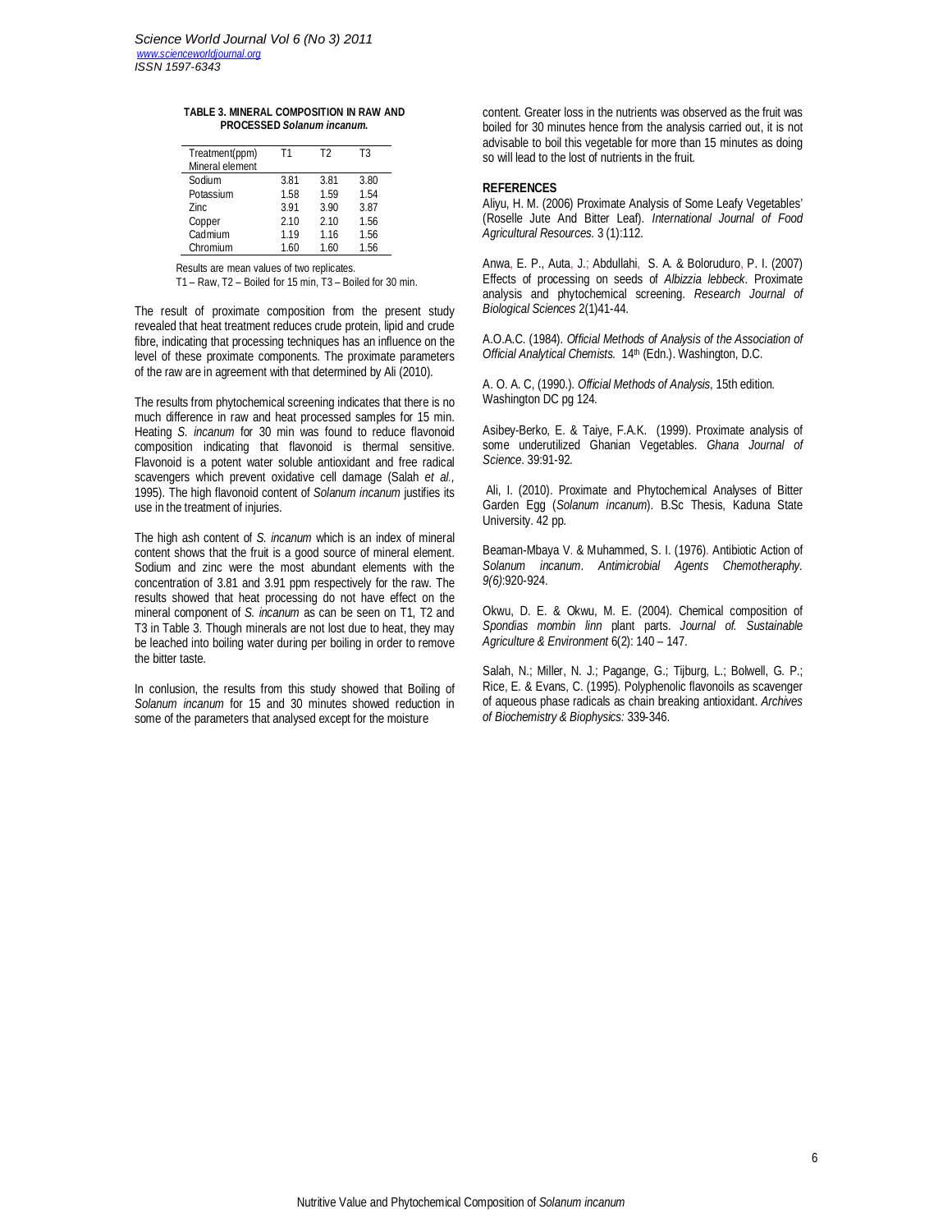**TABLE 3. MINERAL COMPOSITION IN RAW AND PROCESSED *Solanum incanum.***

| Treatment(ppm) Mineral element | T1 | T2 | T3 |
|---|---|---|---|
| Sodium | 3.81 | 3.81 | 3.80 |
| Potassium | 1.58 | 1.59 | 1.54 |
| Zinc | 3.91 | 3.90 | 3.87 |
| Copper | 2.10 | 2.10 | 1.56 |
| Cadmium | 1.19 | 1.16 | 1.56 |
| Chromium | 1.60 | 1.60 | 1.56 |

Results are mean values of two replicates.
T1 – Raw, T2 – Boiled for 15 min, T3 – Boiled for 30 min.

The result of proximate composition from the present study revealed that heat treatment reduces crude protein, lipid and crude fibre, indicating that processing techniques has an influence on the level of these proximate components. The proximate parameters of the raw are in agreement with that determined by Ali (2010).

The results from phytochemical screening indicates that there is no much difference in raw and heat processed samples for 15 min. Heating *S. incanum* for 30 min was found to reduce flavonoid composition indicating that flavonoid is thermal sensitive. Flavonoid is a potent water soluble antioxidant and free radical scavengers which prevent oxidative cell damage (Salah *et al.,* 1995). The high flavonoid content of *Solanum incanum* justifies its use in the treatment of injuries.

The high ash content of *S. incanum* which is an index of mineral content shows that the fruit is a good source of mineral element. Sodium and zinc were the most abundant elements with the concentration of 3.81 and 3.91 ppm respectively for the raw. The results showed that heat processing do not have effect on the mineral component of *S. incanum* as can be seen on T1, T2 and T3 in Table 3. Though minerals are not lost due to heat, they may be leached into boiling water during per boiling in order to remove the bitter taste.

In conlusion, the results from this study showed that Boiling of *Solanum incanum* for 15 and 30 minutes showed reduction in some of the parameters that analysed except for the moisture content. Greater loss in the nutrients was observed as the fruit was boiled for 30 minutes hence from the analysis carried out, it is not advisable to boil this vegetable for more than 15 minutes as doing so will lead to the lost of nutrients in the fruit.

## REFERENCES

Aliyu, H. M. (2006) Proximate Analysis of Some Leafy Vegetables' (Roselle Jute And Bitter Leaf). *International Journal of Food Agricultural Resources.* 3 (1):112.

Anwa, E. P., Auta, J.; Abdullahi, S. A. & Boloruduro, P. I. (2007) Effects of processing on seeds of *Albizzia lebbeck*. Proximate analysis and phytochemical screening. *Research Journal of Biological Sciences* 2(1)41-44.

A.O.A.C. (1984). *Official Methods of Analysis of the Association of Official Analytical Chemists.* 14th (Edn.). Washington, D.C.

A. O. A. C, (1990.). *Official Methods of Analysis*, 15th edition. Washington DC pg 124.

Asibey-Berko, E. & Taiye, F.A.K. (1999). Proximate analysis of some underutilized Ghanian Vegetables. *Ghana Journal of Science*. 39:91-92.

Ali, I. (2010). Proximate and Phytochemical Analyses of Bitter Garden Egg (*Solanum incanum*). B.Sc Thesis, Kaduna State University. 42 pp.

Beaman-Mbaya V. & Muhammed, S. I. (1976). Antibiotic Action of *Solanum incanum*. *Antimicrobial Agents Chemotheraphy. 9(6)*:920-924.

Okwu, D. E. & Okwu, M. E. (2004). Chemical composition of *Spondias mombin linn* plant parts. *Journal of. Sustainable Agriculture & Environment* 6(2): 140 – 147.

Salah, N.; Miller, N. J.; Pagange, G.; Tijburg, L.; Bolwell, G. P.; Rice, E. & Evans, C. (1995). Polyphenolic flavonoils as scavenger of aqueous phase radicals as chain breaking antioxidant. *Archives of Biochemistry & Biophysics:* 339-346.